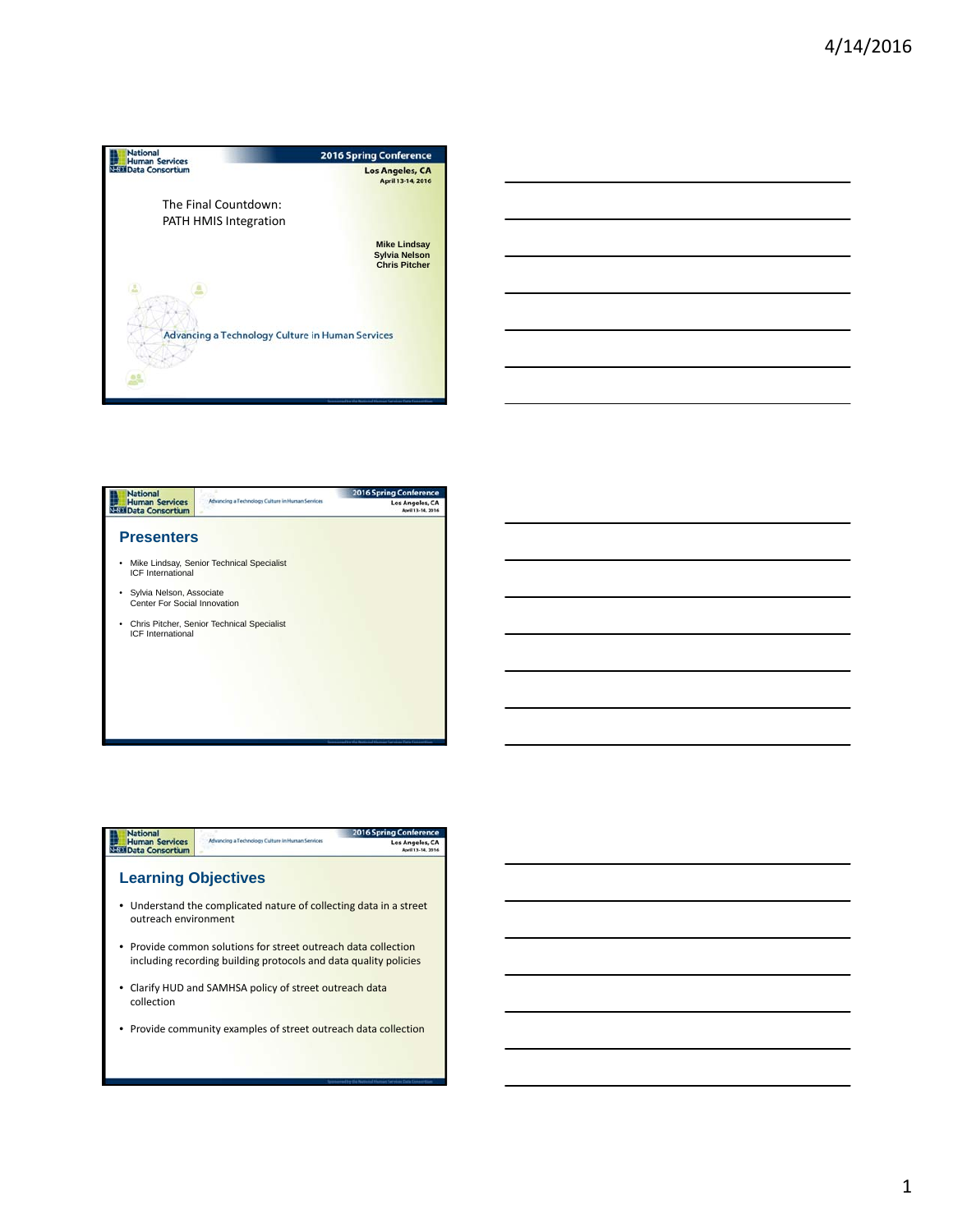The Final Countdown:
PATH HMIS Integration

Mike Lindsay
Sylvia Nelson
Chris Pitcher

Advancing a Technology Culture in Human Services

## Presenters

- Mike Lindsay, Senior Technical Specialist
  ICF International
- Sylvia Nelson, Associate
  Center For Social Innovation
- Chris Pitcher, Senior Technical Specialist
  ICF International

## Learning Objectives

- Understand the complicated nature of collecting data in a street outreach environment
- Provide common solutions for street outreach data collection including recording building protocols and data quality policies
- Clarify HUD and SAMHSA policy of street outreach data collection
- Provide community examples of street outreach data collection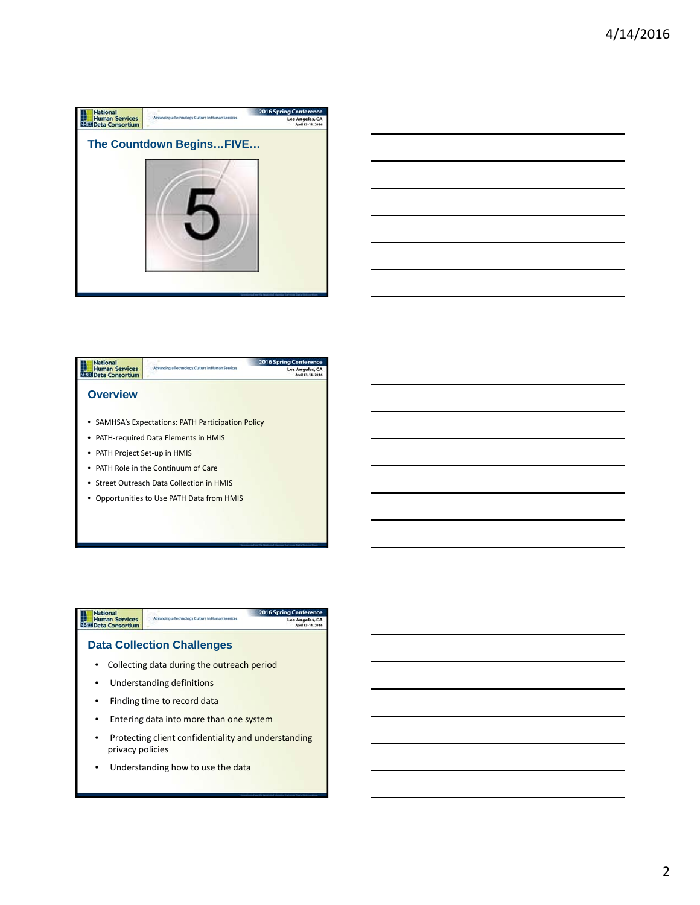## The Countdown Begins…FIVE…

## Overview

- SAMHSA's Expectations: PATH Participation Policy
- PATH-required Data Elements in HMIS
- PATH Project Set-up in HMIS
- PATH Role in the Continuum of Care
- Street Outreach Data Collection in HMIS
- Opportunities to Use PATH Data from HMIS

## Data Collection Challenges

- Collecting data during the outreach period
- Understanding definitions
- Finding time to record data
- Entering data into more than one system
- Protecting client confidentiality and understanding privacy policies
- Understanding how to use the data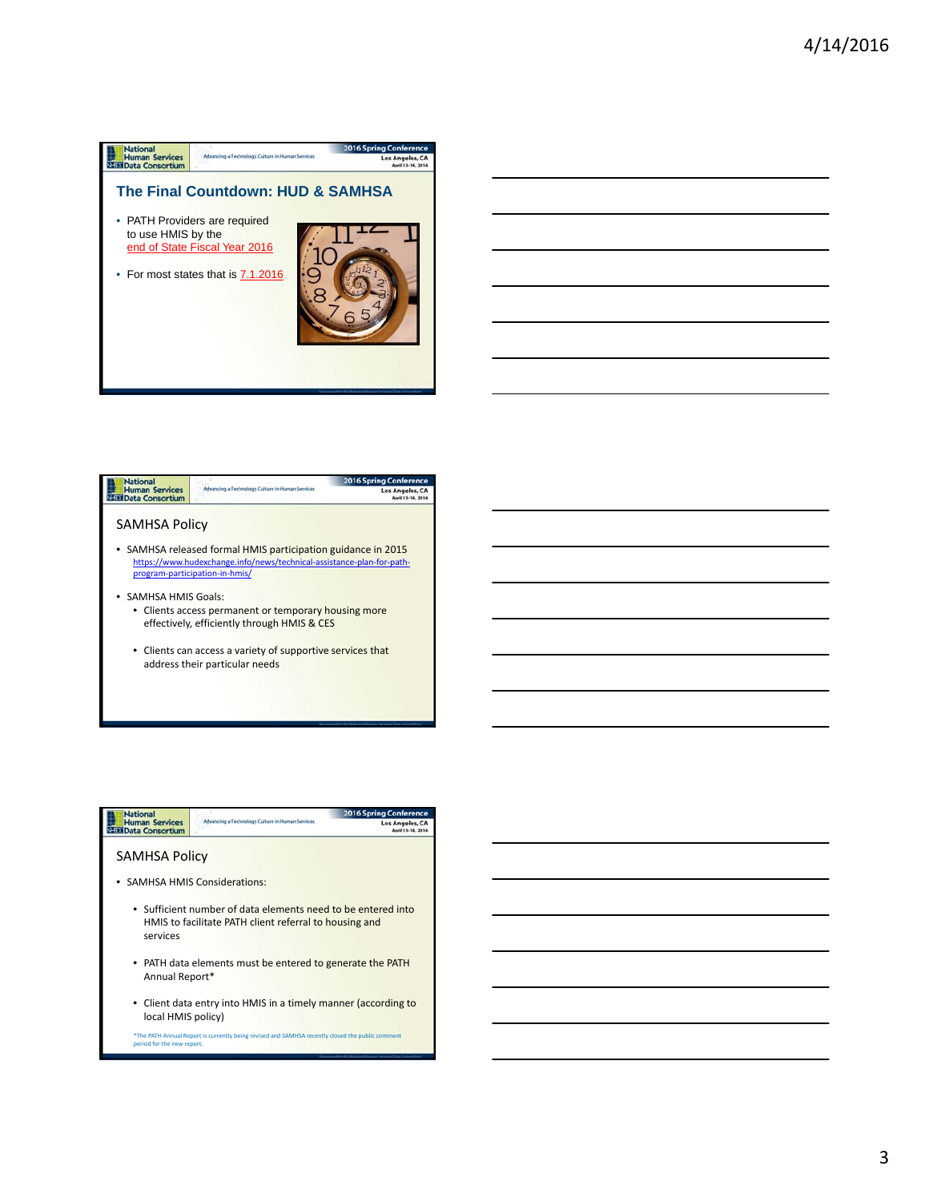## The Final Countdown: HUD & SAMHSA

- PATH Providers are required to use HMIS by the end of State Fiscal Year 2016
- For most states that is 7.1.2016

## SAMHSA Policy

- SAMHSA released formal HMIS participation guidance in 2015
  https://www.hudexchange.info/news/technical-assistance-plan-for-path-program-participation-in-hmis/
- SAMHSA HMIS Goals:
  - Clients access permanent or temporary housing more effectively, efficiently through HMIS & CES
  - Clients can access a variety of supportive services that address their particular needs

## SAMHSA Policy

- SAMHSA HMIS Considerations:
  - Sufficient number of data elements need to be entered into HMIS to facilitate PATH client referral to housing and services
  - PATH data elements must be entered to generate the PATH Annual Report*
  - Client data entry into HMIS in a timely manner (according to local HMIS policy)

*The PATH Annual Report is currently being revised and SAMHSA recently closed the public comment period for the new report.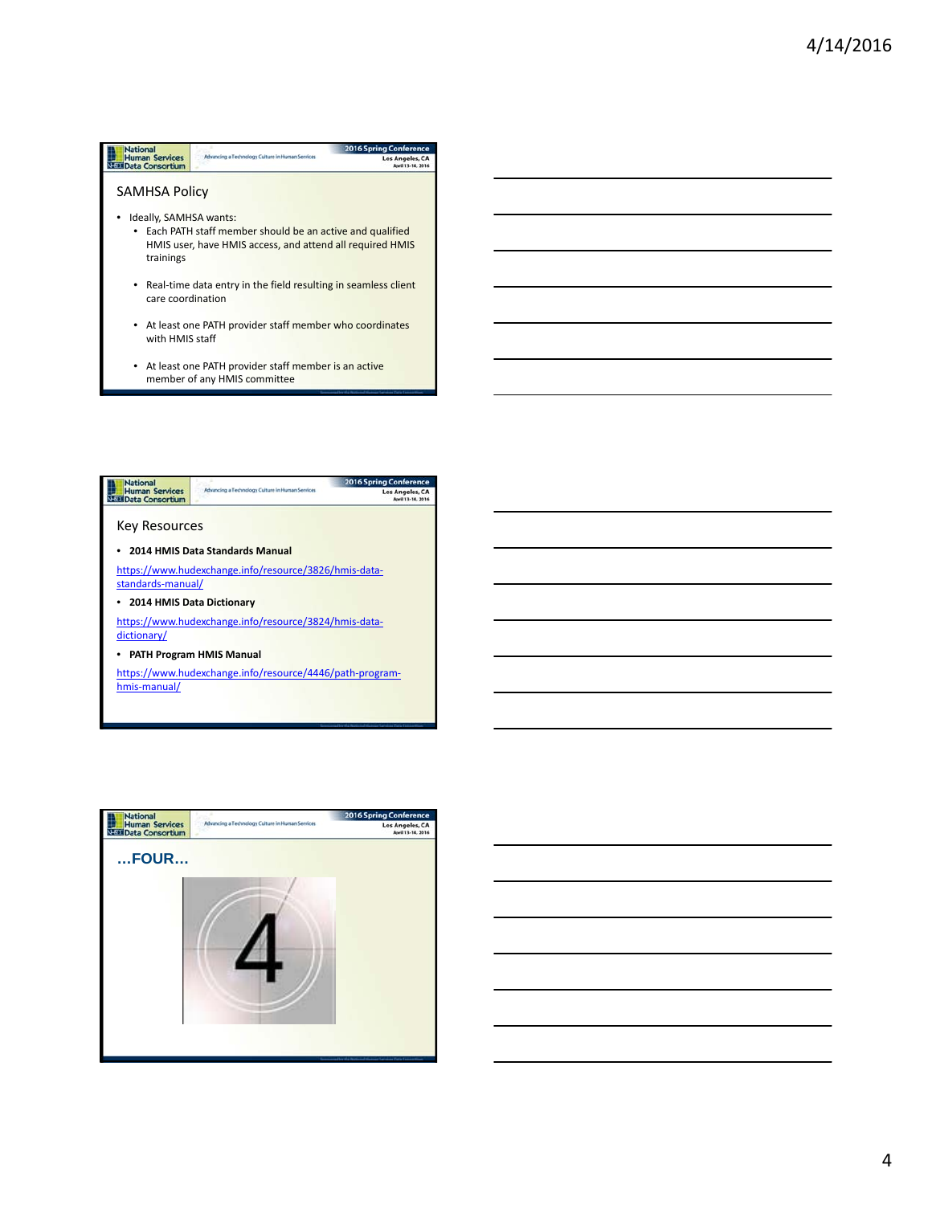## SAMHSA Policy

- Ideally, SAMHSA wants:
  - Each PATH staff member should be an active and qualified HMIS user, have HMIS access, and attend all required HMIS trainings
  - Real-time data entry in the field resulting in seamless client care coordination
  - At least one PATH provider staff member who coordinates with HMIS staff
  - At least one PATH provider staff member is an active member of any HMIS committee

## Key Resources

- **2014 HMIS Data Standards Manual**

https://www.hudexchange.info/resource/3826/hmis-data-standards-manual/

- **2014 HMIS Data Dictionary**

https://www.hudexchange.info/resource/3824/hmis-data-dictionary/

- **PATH Program HMIS Manual**

https://www.hudexchange.info/resource/4446/path-program-hmis-manual/

## …FOUR…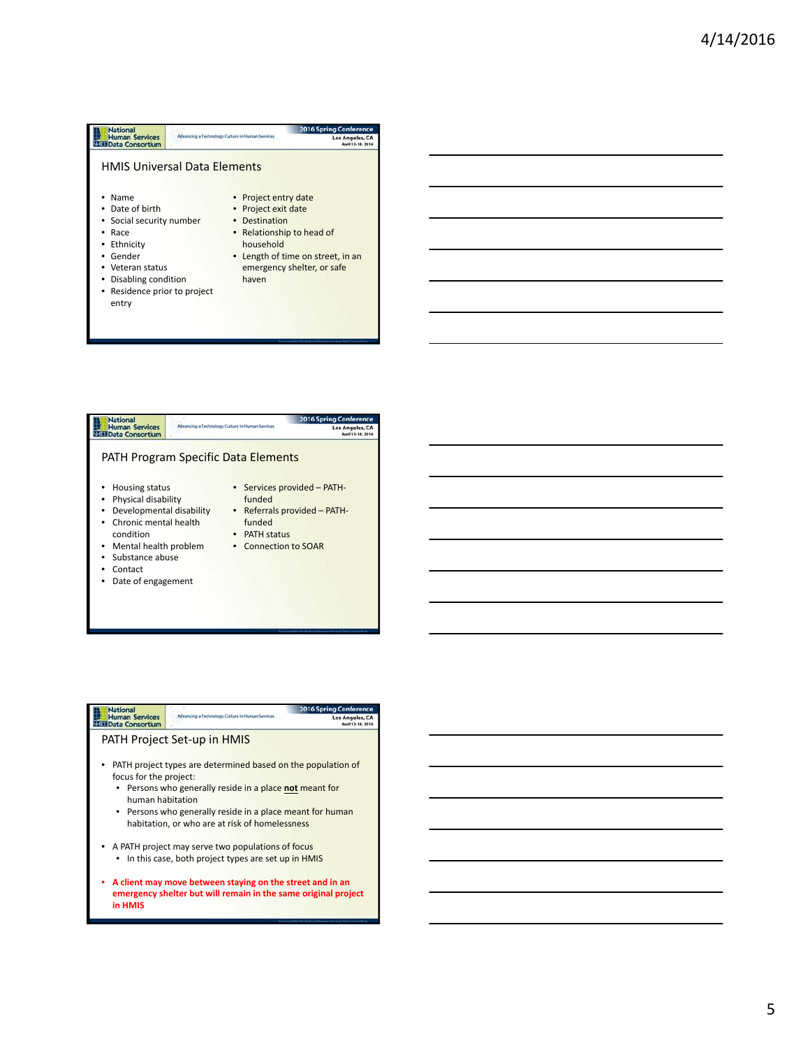## HMIS Universal Data Elements

- Name
- Date of birth
- Social security number
- Race
- Ethnicity
- Gender
- Veteran status
- Disabling condition
- Residence prior to project entry
- Project entry date
- Project exit date
- Destination
- Relationship to head of household
- Length of time on street, in an emergency shelter, or safe haven

## PATH Program Specific Data Elements

- Housing status
- Physical disability
- Developmental disability
- Chronic mental health condition
- Mental health problem
- Substance abuse
- Contact
- Date of engagement
- Services provided – PATH-funded
- Referrals provided – PATH-funded
- PATH status
- Connection to SOAR

## PATH Project Set-up in HMIS

- PATH project types are determined based on the population of focus for the project:
  - Persons who generally reside in a place **not** meant for human habitation
  - Persons who generally reside in a place meant for human habitation, or who are at risk of homelessness
- A PATH project may serve two populations of focus
  - In this case, both project types are set up in HMIS
- **A client may move between staying on the street and in an emergency shelter but will remain in the same original project in HMIS**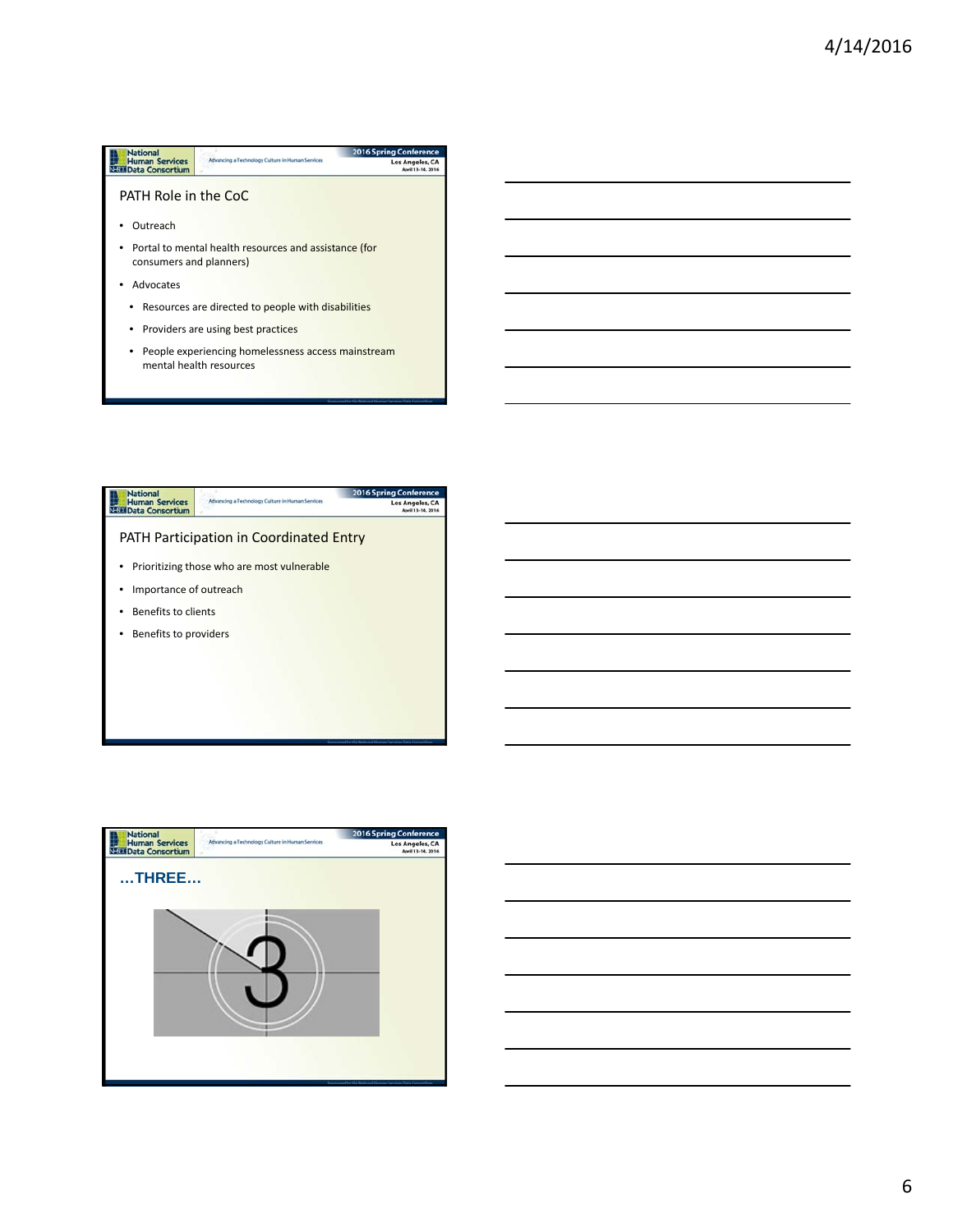## PATH Role in the CoC

- Outreach
- Portal to mental health resources and assistance (for consumers and planners)
- Advocates
  - Resources are directed to people with disabilities
  - Providers are using best practices
  - People experiencing homelessness access mainstream mental health resources

## PATH Participation in Coordinated Entry

- Prioritizing those who are most vulnerable
- Importance of outreach
- Benefits to clients
- Benefits to providers

## …THREE…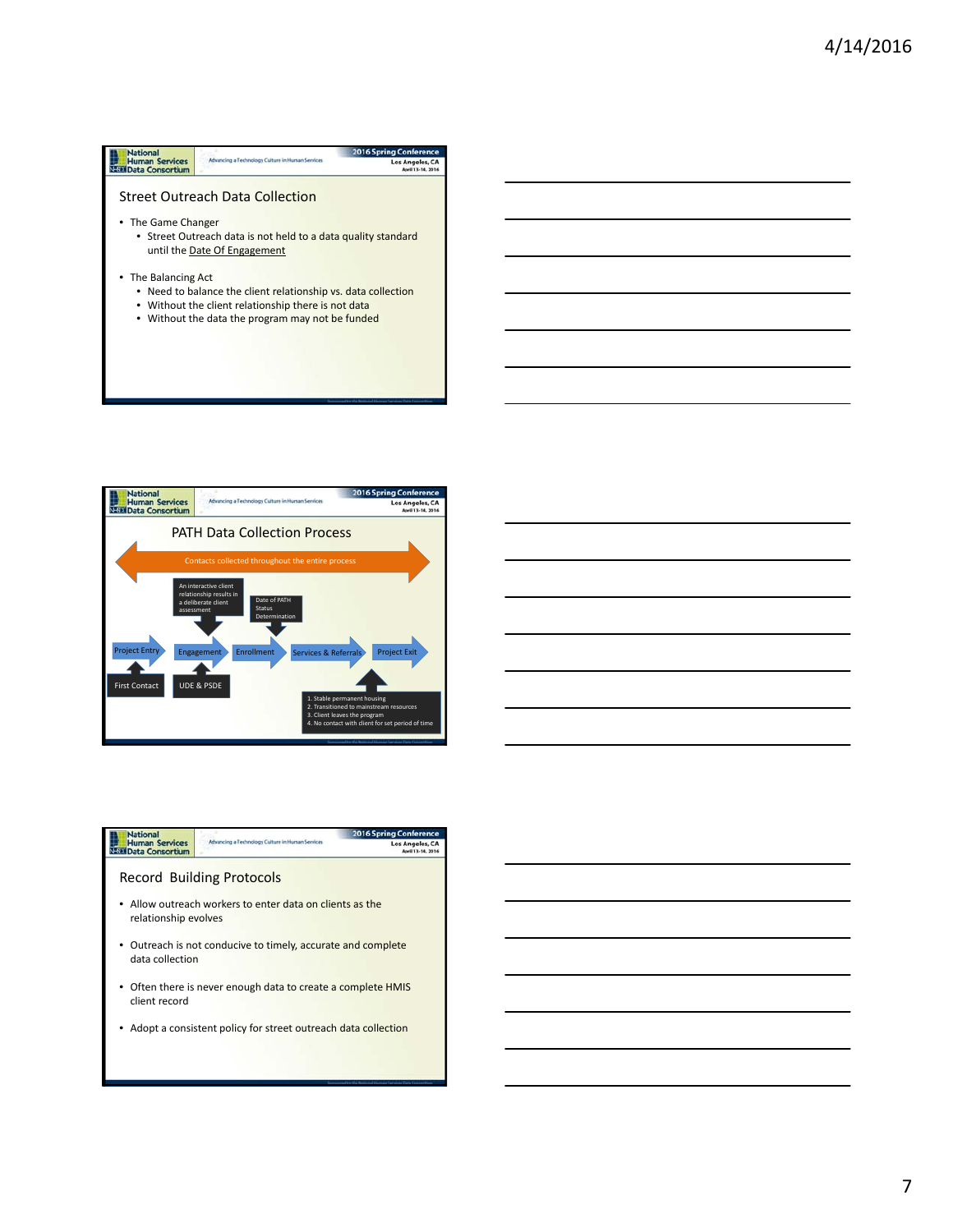## Street Outreach Data Collection

- The Game Changer
  - Street Outreach data is not held to a data quality standard until the Date Of Engagement
- The Balancing Act
  - Need to balance the client relationship vs. data collection
  - Without the client relationship there is not data
  - Without the data the program may not be funded

## PATH Data Collection Process

Contacts collected throughout the entire process

An interactive client relationship results in a deliberate client assessment

Date of PATH Status Determination

Project Entry → Engagement → Enrollment → Services & Referrals → Project Exit

First Contact

UDE & PSDE

1. Stable permanent housing
2. Transitioned to mainstream resources
3. Client leaves the program
4. No contact with client for set period of time

## Record Building Protocols

- Allow outreach workers to enter data on clients as the relationship evolves
- Outreach is not conducive to timely, accurate and complete data collection
- Often there is never enough data to create a complete HMIS client record
- Adopt a consistent policy for street outreach data collection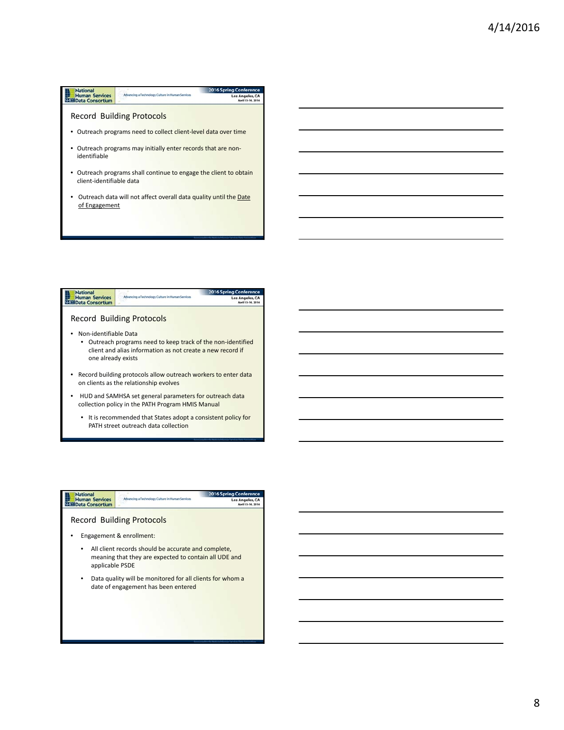## Record Building Protocols

- Outreach programs need to collect client-level data over time
- Outreach programs may initially enter records that are non-identifiable
- Outreach programs shall continue to engage the client to obtain client-identifiable data
- Outreach data will not affect overall data quality until the Date of Engagement

## Record Building Protocols

- Non-identifiable Data
  - Outreach programs need to keep track of the non-identified client and alias information as not create a new record if one already exists
- Record building protocols allow outreach workers to enter data on clients as the relationship evolves
- HUD and SAMHSA set general parameters for outreach data collection policy in the PATH Program HMIS Manual
  - It is recommended that States adopt a consistent policy for PATH street outreach data collection

## Record Building Protocols

- Engagement & enrollment:
  - All client records should be accurate and complete, meaning that they are expected to contain all UDE and applicable PSDE
  - Data quality will be monitored for all clients for whom a date of engagement has been entered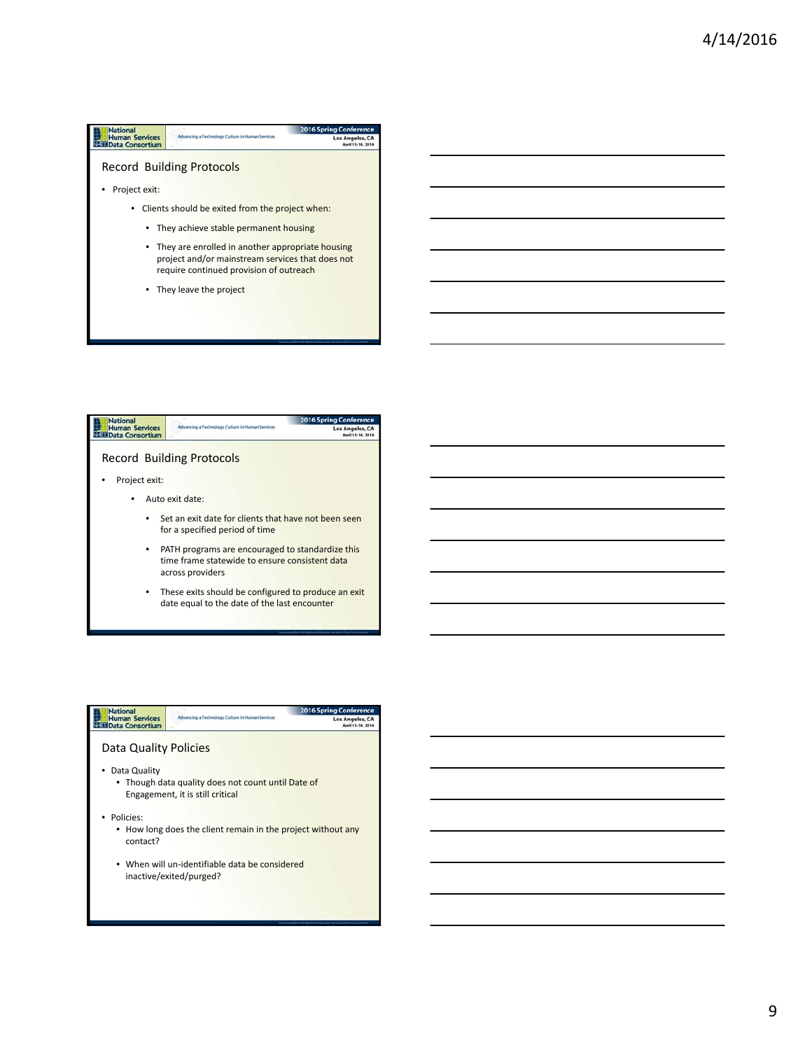## Record Building Protocols

- Project exit:
  - Clients should be exited from the project when:
    - They achieve stable permanent housing
    - They are enrolled in another appropriate housing project and/or mainstream services that does not require continued provision of outreach
    - They leave the project

## Record Building Protocols

- Project exit:
  - Auto exit date:
    - Set an exit date for clients that have not been seen for a specified period of time
    - PATH programs are encouraged to standardize this time frame statewide to ensure consistent data across providers
    - These exits should be configured to produce an exit date equal to the date of the last encounter

## Data Quality Policies

- Data Quality
  - Though data quality does not count until Date of Engagement, it is still critical
- Policies:
  - How long does the client remain in the project without any contact?
  - When will un-identifiable data be considered inactive/exited/purged?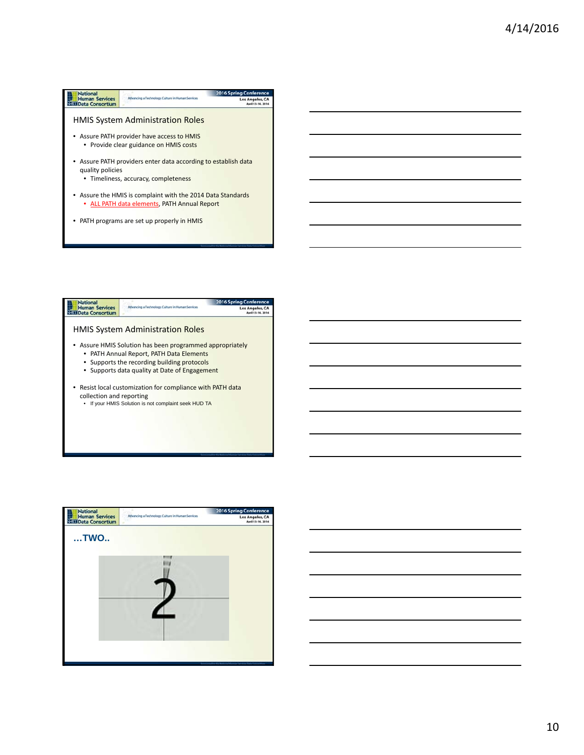## HMIS System Administration Roles

- Assure PATH provider have access to HMIS
  - Provide clear guidance on HMIS costs
- Assure PATH providers enter data according to establish data quality policies
  - Timeliness, accuracy, completeness
- Assure the HMIS is complaint with the 2014 Data Standards
  - ALL PATH data elements, PATH Annual Report
- PATH programs are set up properly in HMIS

## HMIS System Administration Roles

- Assure HMIS Solution has been programmed appropriately
  - PATH Annual Report, PATH Data Elements
  - Supports the recording building protocols
  - Supports data quality at Date of Engagement
- Resist local customization for compliance with PATH data collection and reporting
  - If your HMIS Solution is not complaint seek HUD TA

## …TWO..

2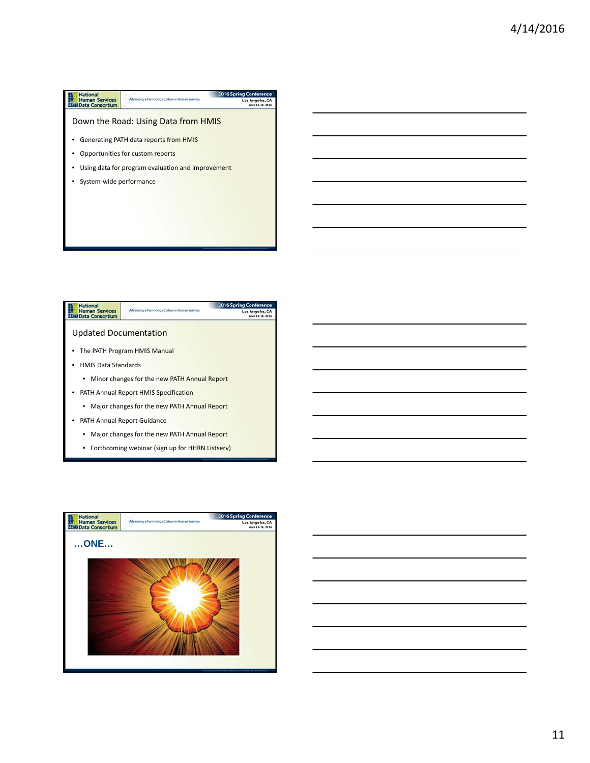## Down the Road: Using Data from HMIS

- Generating PATH data reports from HMIS
- Opportunities for custom reports
- Using data for program evaluation and improvement
- System-wide performance

## Updated Documentation

- The PATH Program HMIS Manual
- HMIS Data Standards
  - Minor changes for the new PATH Annual Report
- PATH Annual Report HMIS Specification
  - Major changes for the new PATH Annual Report
- PATH Annual Report Guidance
  - Major changes for the new PATH Annual Report
  - Forthcoming webinar (sign up for HHRN Listserv)

## …ONE…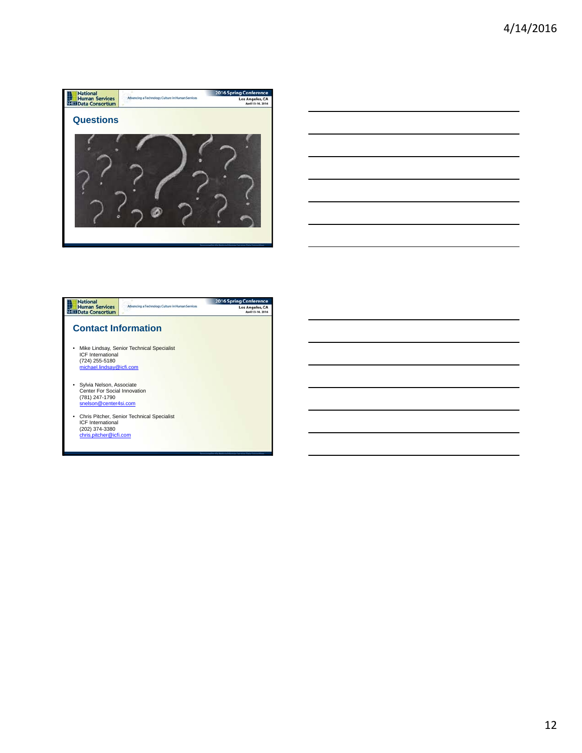## Questions

## Contact Information

- Mike Lindsay, Senior Technical Specialist
  ICF International
  (724) 255-5180
  michael.lindsay@icfi.com

- Sylvia Nelson, Associate
  Center For Social Innovation
  (781) 247-1790
  snelson@center4si.com

- Chris Pitcher, Senior Technical Specialist
  ICF International
  (202) 374-3380
  chris.pitcher@icfi.com